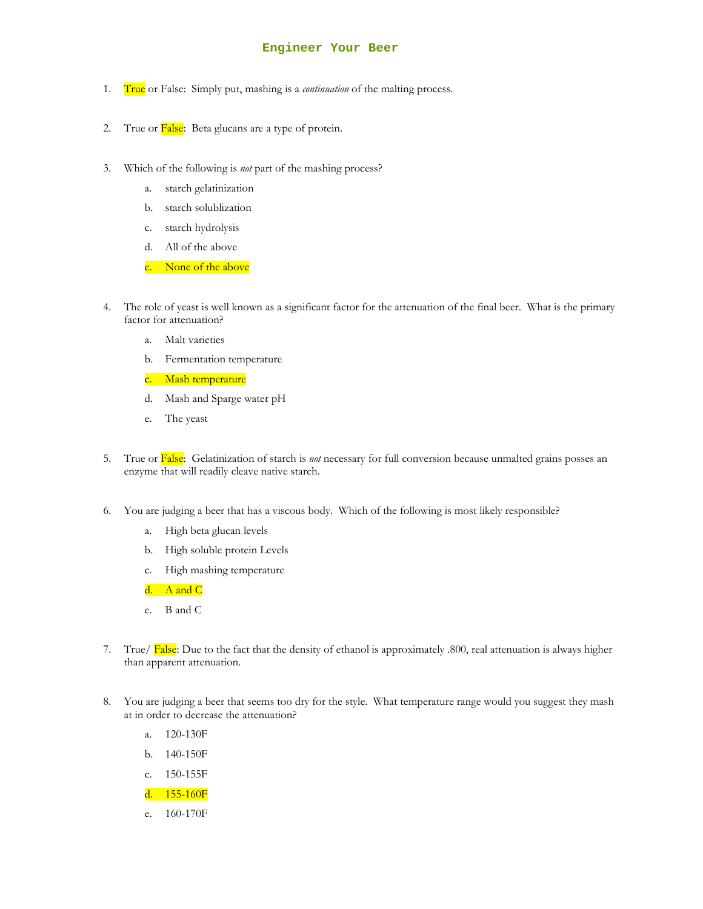# Engineer Your Beer

1. ==True== or False: Simply put, mashing is a *continuation* of the malting process.

2. True or ==False==: Beta glucans are a type of protein.

3. Which of the following is *not* part of the mashing process?

   a. starch gelatinization

   b. starch solublization

   c. starch hydrolysis

   d. All of the above

   ==e. None of the above==

4. The role of yeast is well known as a significant factor for the attenuation of the final beer. What is the primary factor for attenuation?

   a. Malt varieties

   b. Fermentation temperature

   ==c. Mash temperature==

   d. Mash and Sparge water pH

   e. The yeast

5. True or ==False==: Gelatinization of starch is *not* necessary for full conversion because unmalted grains posses an enzyme that will readily cleave native starch.

6. You are judging a beer that has a viscous body. Which of the following is most likely responsible?

   a. High beta glucan levels

   b. High soluble protein Levels

   c. High mashing temperature

   ==d. A and C==

   e. B and C

7. True/ ==False==: Due to the fact that the density of ethanol is approximately .800, real attenuation is always higher than apparent attenuation.

8. You are judging a beer that seems too dry for the style. What temperature range would you suggest they mash at in order to decrease the attenuation?

   a. 120-130F

   b. 140-150F

   c. 150-155F

   ==d. 155-160F==

   e. 160-170F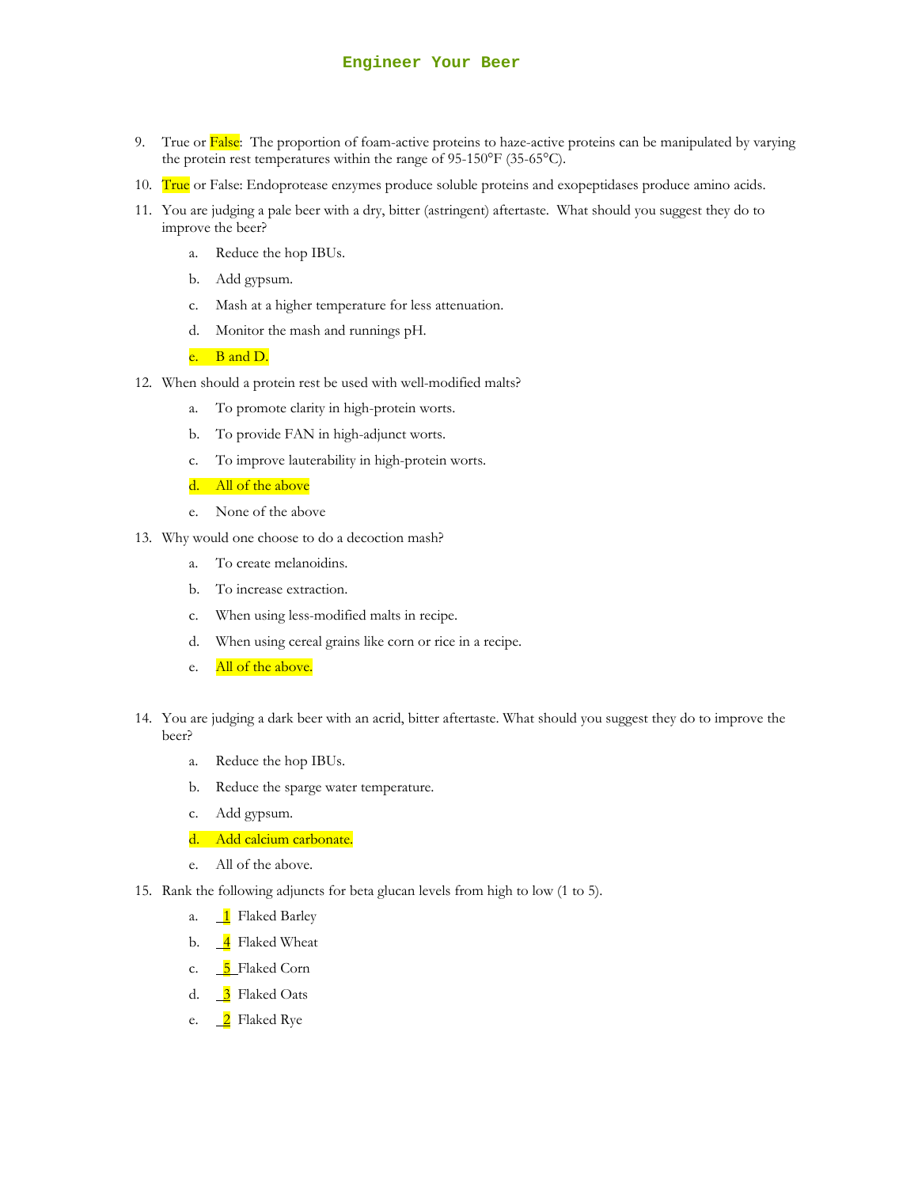# Engineer Your Beer

9. True or ==False==: The proportion of foam-active proteins to haze-active proteins can be manipulated by varying the protein rest temperatures within the range of 95-150°F (35-65°C).

10. ==True== or False: Endoprotease enzymes produce soluble proteins and exopeptidases produce amino acids.

11. You are judging a pale beer with a dry, bitter (astringent) aftertaste. What should you suggest they do to improve the beer?
    - a. Reduce the hop IBUs.
    - b. Add gypsum.
    - c. Mash at a higher temperature for less attenuation.
    - d. Monitor the mash and runnings pH.
    - ==e. B and D.==

12. When should a protein rest be used with well-modified malts?
    - a. To promote clarity in high-protein worts.
    - b. To provide FAN in high-adjunct worts.
    - c. To improve lauterability in high-protein worts.
    - ==d. All of the above==
    - e. None of the above

13. Why would one choose to do a decoction mash?
    - a. To create melanoidins.
    - b. To increase extraction.
    - c. When using less-modified malts in recipe.
    - d. When using cereal grains like corn or rice in a recipe.
    - e. ==All of the above.==

14. You are judging a dark beer with an acrid, bitter aftertaste. What should you suggest they do to improve the beer?
    - a. Reduce the hop IBUs.
    - b. Reduce the sparge water temperature.
    - c. Add gypsum.
    - ==d. Add calcium carbonate.==
    - e. All of the above.

15. Rank the following adjuncts for beta glucan levels from high to low (1 to 5).
    - a. \_==1==\_ Flaked Barley
    - b. \_==4==\_ Flaked Wheat
    - c. \_==5==\_ Flaked Corn
    - d. \_==3==\_ Flaked Oats
    - e. \_==2==\_ Flaked Rye